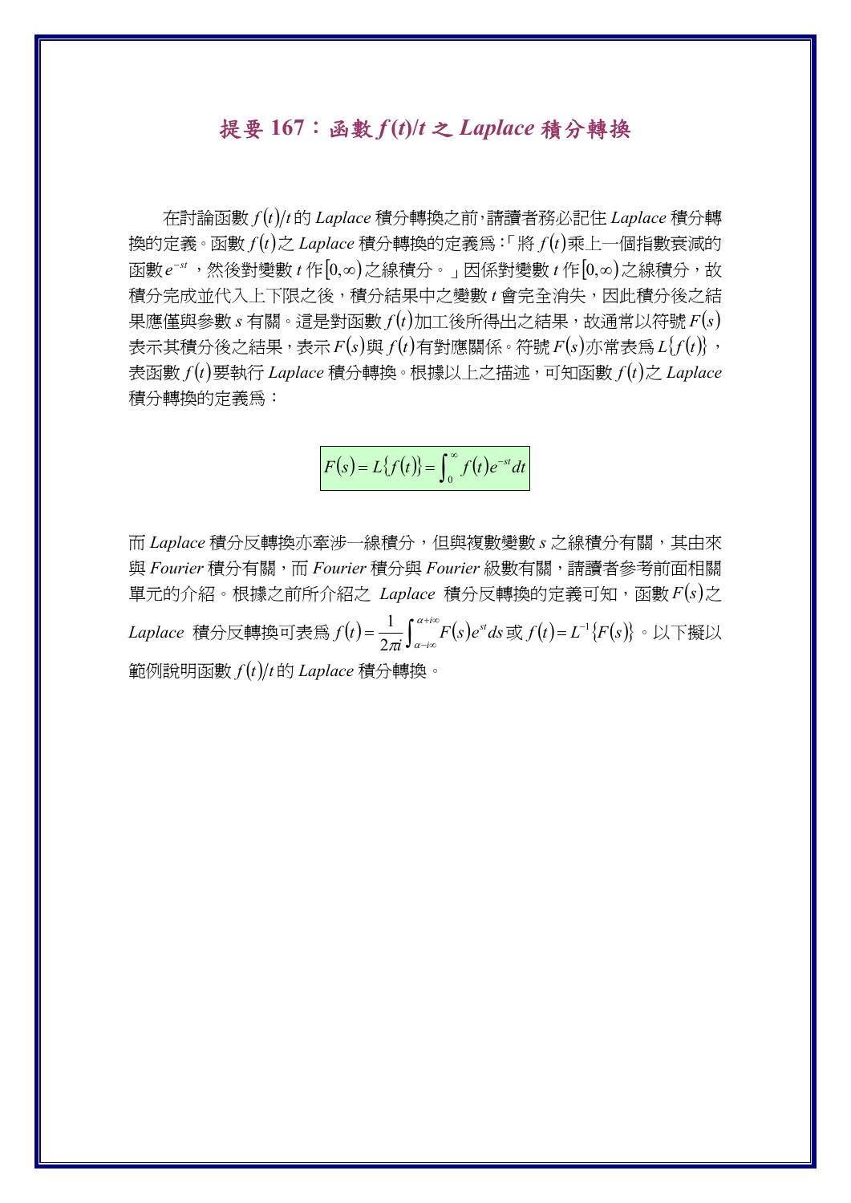# 提要 167：函數 $f(t)/t$ 之 *Laplace* 積分轉換

在討論函數 $f(t)/t$ 的 *Laplace* 積分轉換之前，請讀者務必記住 *Laplace* 積分轉換的定義。函數 $f(t)$ 之 *Laplace* 積分轉換的定義為：「將 $f(t)$ 乘上一個指數衰減的函數 $e^{-st}$，然後對變數 $t$ 作 $[0,\infty)$ 之線積分。」因係對變數 $t$ 作 $[0,\infty)$ 之線積分，故積分完成並代入上下限之後，積分結果中之變數 $t$ 會完全消失，因此積分後之結果應僅與參數 $s$ 有關。這是對函數 $f(t)$ 加工後所得出之結果，故通常以符號 $F(s)$ 表示其積分後之結果，表示 $F(s)$ 與 $f(t)$ 有對應關係。符號 $F(s)$ 亦常表為 $L\{f(t)\}$，表函數 $f(t)$ 要執行 *Laplace* 積分轉換。根據以上之描述，可知函數 $f(t)$ 之 *Laplace* 積分轉換的定義為：

$$F(s) = L\{f(t)\} = \int_0^\infty f(t)e^{-st}dt$$

而 *Laplace* 積分反轉換亦牽涉一線積分，但與複數變數 $s$ 之線積分有關，其由來與 *Fourier* 積分有關，而 *Fourier* 積分與 *Fourier* 級數有關，請讀者參考前面相關單元的介紹。根據之前所介紹之 *Laplace* 積分反轉換的定義可知，函數 $F(s)$ 之 *Laplace* 積分反轉換可表為 $f(t) = \dfrac{1}{2\pi i}\displaystyle\int_{\alpha-i\infty}^{\alpha+i\infty} F(s)e^{st}ds$ 或 $f(t) = L^{-1}\{F(s)\}$。以下擬以範例說明函數 $f(t)/t$ 的 *Laplace* 積分轉換。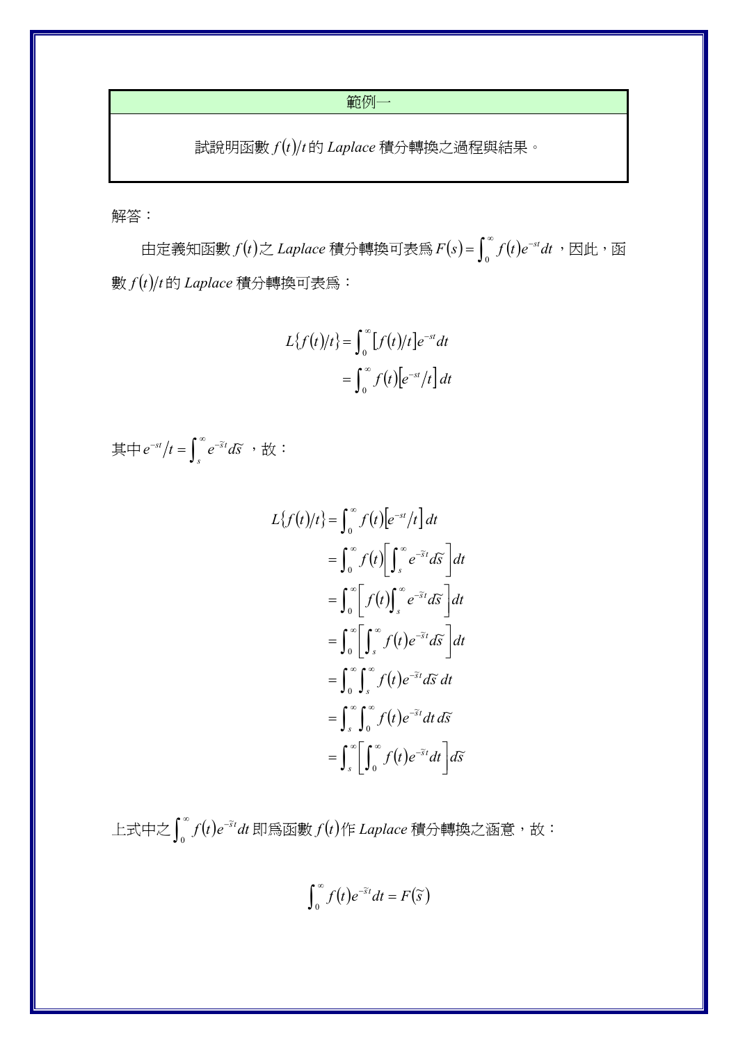**範例一**

試說明函數 $f(t)/t$ 的 *Laplace* 積分轉換之過程與結果。

解答：

由定義知函數 $f(t)$ 之 *Laplace* 積分轉換可表爲 $F(s)=\int_0^\infty f(t)e^{-st}dt$，因此，函數 $f(t)/t$ 的 *Laplace* 積分轉換可表爲：

$$
\begin{aligned}
L\{f(t)/t\} &= \int_0^\infty [f(t)/t]e^{-st}dt \\
&= \int_0^\infty f(t)\left[e^{-st}/t\right]dt
\end{aligned}
$$

其中 $e^{-st}/t=\int_s^\infty e^{-\tilde{s}t}d\tilde{s}$，故：

$$
\begin{aligned}
L\{f(t)/t\} &= \int_0^\infty f(t)\left[e^{-st}/t\right]dt \\
&= \int_0^\infty f(t)\left[\int_s^\infty e^{-\tilde{s}t}d\tilde{s}\right]dt \\
&= \int_0^\infty \left[f(t)\int_s^\infty e^{-\tilde{s}t}d\tilde{s}\right]dt \\
&= \int_0^\infty \left[\int_s^\infty f(t)e^{-\tilde{s}t}d\tilde{s}\right]dt \\
&= \int_0^\infty \int_s^\infty f(t)e^{-\tilde{s}t}d\tilde{s}\,dt \\
&= \int_s^\infty \int_0^\infty f(t)e^{-\tilde{s}t}dt\,d\tilde{s} \\
&= \int_s^\infty \left[\int_0^\infty f(t)e^{-\tilde{s}t}dt\right]d\tilde{s}
\end{aligned}
$$

上式中之 $\int_0^\infty f(t)e^{-\tilde{s}t}dt$ 即爲函數 $f(t)$ 作 *Laplace* 積分轉換之涵意，故：

$$
\int_0^\infty f(t)e^{-\tilde{s}t}dt = F(\tilde{s})
$$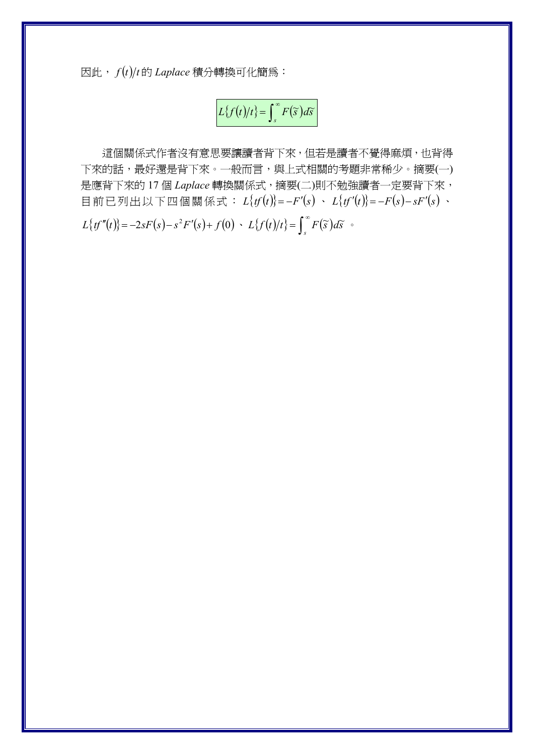因此，$f(t)/t$ 的 *Laplace* 積分轉換可化簡爲：

$$L\{f(t)/t\} = \int_s^\infty F(\tilde{s})d\tilde{s}$$

這個關係式作者沒有意思要讓讀者背下來，但若是讀者不覺得麻煩，也背得下來的話，最好還是背下來。一般而言，與上式相關的考題非常稀少。摘要(一)是應背下來的 17 個 *Laplace* 轉換關係式，摘要(二)則不勉強讀者一定要背下來，目前已列出以下四個關係式：$L\{tf(t)\} = -F'(s)$ 、 $L\{tf'(t)\} = -F(s) - sF'(s)$ 、 $L\{tf''(t)\} = -2sF(s) - s^2F'(s) + f(0)$ 、 $L\{f(t)/t\} = \int_s^\infty F(\tilde{s})d\tilde{s}$ 。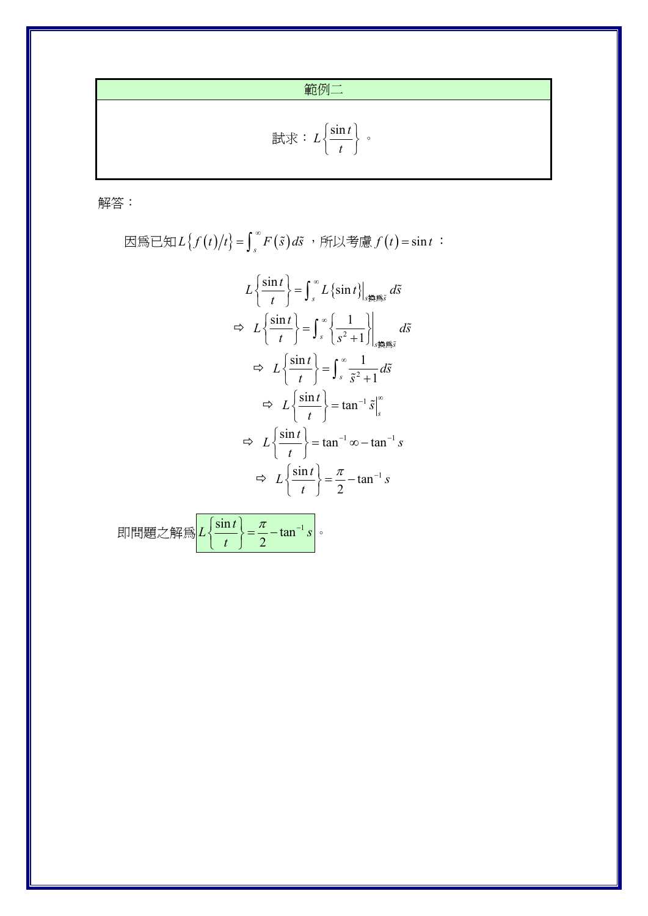| 範例二 |
| --- |
| 試求：$L\left\{\dfrac{\sin t}{t}\right\}$。 |

解答：

因爲已知$L\left\{f(t)/t\right\}=\int_s^{\infty}F(\tilde{s})\,d\tilde{s}$ ，所以考慮 $f(t)=\sin t$ ：

$$L\left\{\frac{\sin t}{t}\right\}=\int_s^{\infty}L\left\{\sin t\right\}\Big|_{s\text{換爲}\tilde{s}}\,d\tilde{s}$$

$$\Rightarrow\ L\left\{\frac{\sin t}{t}\right\}=\int_s^{\infty}\left\{\frac{1}{s^2+1}\right\}\Bigg|_{s\text{換爲}\tilde{s}}\,d\tilde{s}$$

$$\Rightarrow\ L\left\{\frac{\sin t}{t}\right\}=\int_s^{\infty}\frac{1}{\tilde{s}^2+1}\,d\tilde{s}$$

$$\Rightarrow\ L\left\{\frac{\sin t}{t}\right\}=\tan^{-1}\tilde{s}\Big|_s^{\infty}$$

$$\Rightarrow\ L\left\{\frac{\sin t}{t}\right\}=\tan^{-1}\infty-\tan^{-1}s$$

$$\Rightarrow\ L\left\{\frac{\sin t}{t}\right\}=\frac{\pi}{2}-\tan^{-1}s$$

即問題之解爲$\boxed{L\left\{\dfrac{\sin t}{t}\right\}=\dfrac{\pi}{2}-\tan^{-1}s}$。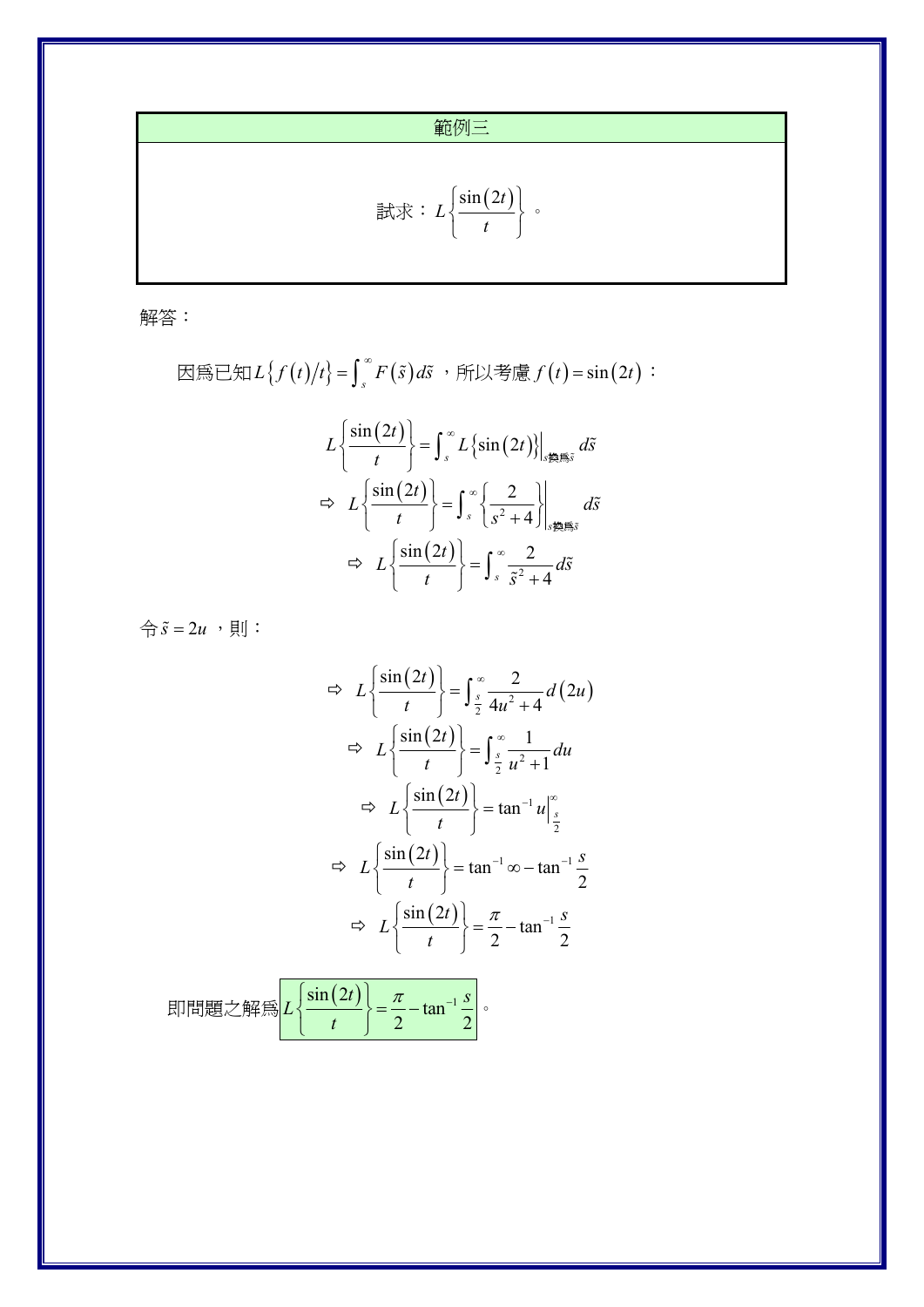| 範例三 |
| --- |
| 試求：$L\left\{\dfrac{\sin(2t)}{t}\right\}$。 |

解答：

因爲已知$L\{f(t)/t\}=\int_s^{\infty}F(\tilde{s})\,d\tilde{s}$，所以考慮$f(t)=\sin(2t)$：

$$L\left\{\frac{\sin(2t)}{t}\right\}=\int_s^{\infty}L\{\sin(2t)\}\Big|_{s\text{換爲}\tilde{s}}\,d\tilde{s}$$

$$\Rightarrow\ L\left\{\frac{\sin(2t)}{t}\right\}=\int_s^{\infty}\left\{\frac{2}{s^2+4}\right\}\Bigg|_{s\text{換爲}\tilde{s}}\,d\tilde{s}$$

$$\Rightarrow\ L\left\{\frac{\sin(2t)}{t}\right\}=\int_s^{\infty}\frac{2}{\tilde{s}^2+4}\,d\tilde{s}$$

令$\tilde{s}=2u$，則：

$$\Rightarrow\ L\left\{\frac{\sin(2t)}{t}\right\}=\int_{\frac{s}{2}}^{\infty}\frac{2}{4u^2+4}\,d(2u)$$

$$\Rightarrow\ L\left\{\frac{\sin(2t)}{t}\right\}=\int_{\frac{s}{2}}^{\infty}\frac{1}{u^2+1}\,du$$

$$\Rightarrow\ L\left\{\frac{\sin(2t)}{t}\right\}=\tan^{-1}u\Big|_{\frac{s}{2}}^{\infty}$$

$$\Rightarrow\ L\left\{\frac{\sin(2t)}{t}\right\}=\tan^{-1}\infty-\tan^{-1}\frac{s}{2}$$

$$\Rightarrow\ L\left\{\frac{\sin(2t)}{t}\right\}=\frac{\pi}{2}-\tan^{-1}\frac{s}{2}$$

即問題之解爲$L\left\{\dfrac{\sin(2t)}{t}\right\}=\dfrac{\pi}{2}-\tan^{-1}\dfrac{s}{2}$。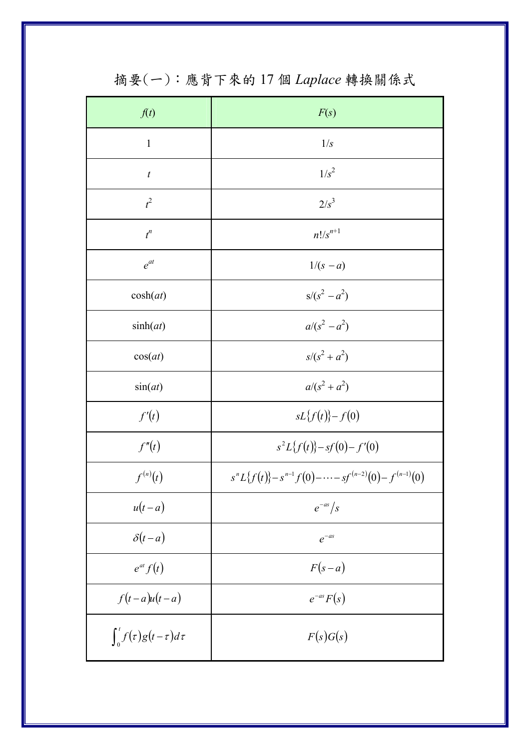# 摘要(一)：應背下來的 17 個 *Laplace* 轉換關係式

| $f(t)$ | $F(s)$ |
|---|---|
| $1$ | $1/s$ |
| $t$ | $1/s^2$ |
| $t^2$ | $2/s^3$ |
| $t^n$ | $n!/s^{n+1}$ |
| $e^{at}$ | $1/(s-a)$ |
| $\cosh(at)$ | $s/(s^2-a^2)$ |
| $\sinh(at)$ | $a/(s^2-a^2)$ |
| $\cos(at)$ | $s/(s^2+a^2)$ |
| $\sin(at)$ | $a/(s^2+a^2)$ |
| $f'(t)$ | $sL\{f(t)\}-f(0)$ |
| $f''(t)$ | $s^2L\{f(t)\}-sf(0)-f'(0)$ |
| $f^{(n)}(t)$ | $s^nL\{f(t)\}-s^{n-1}f(0)-\cdots-sf^{(n-2)}(0)-f^{(n-1)}(0)$ |
| $u(t-a)$ | $e^{-as}/s$ |
| $\delta(t-a)$ | $e^{-as}$ |
| $e^{at}f(t)$ | $F(s-a)$ |
| $f(t-a)u(t-a)$ | $e^{-as}F(s)$ |
| $\int_0^t f(\tau)g(t-\tau)d\tau$ | $F(s)G(s)$ |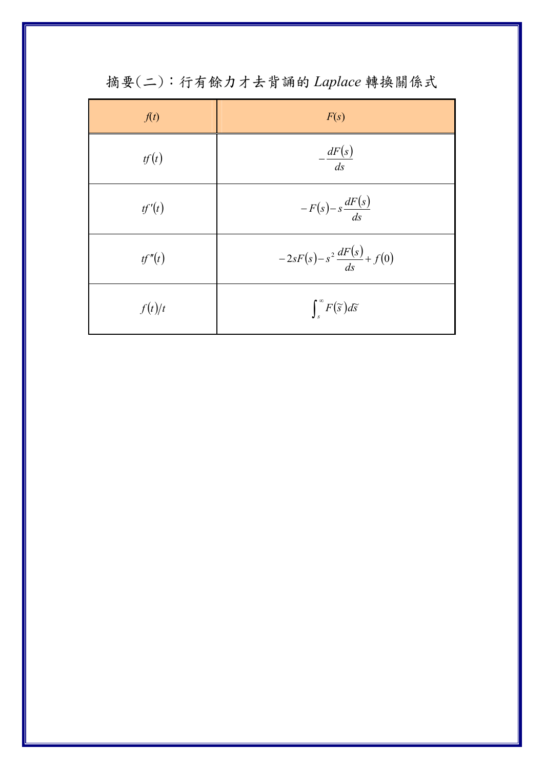## 摘要(二)：行有餘力才去背誦的 *Laplace* 轉換關係式

| $f(t)$ | $F(s)$ |
|---|---|
| $tf(t)$ | $-\dfrac{dF(s)}{ds}$ |
| $tf'(t)$ | $-F(s)-s\dfrac{dF(s)}{ds}$ |
| $tf''(t)$ | $-2sF(s)-s^2\dfrac{dF(s)}{ds}+f(0)$ |
| $f(t)/t$ | $\int_s^\infty F(\tilde{s})d\tilde{s}$ |